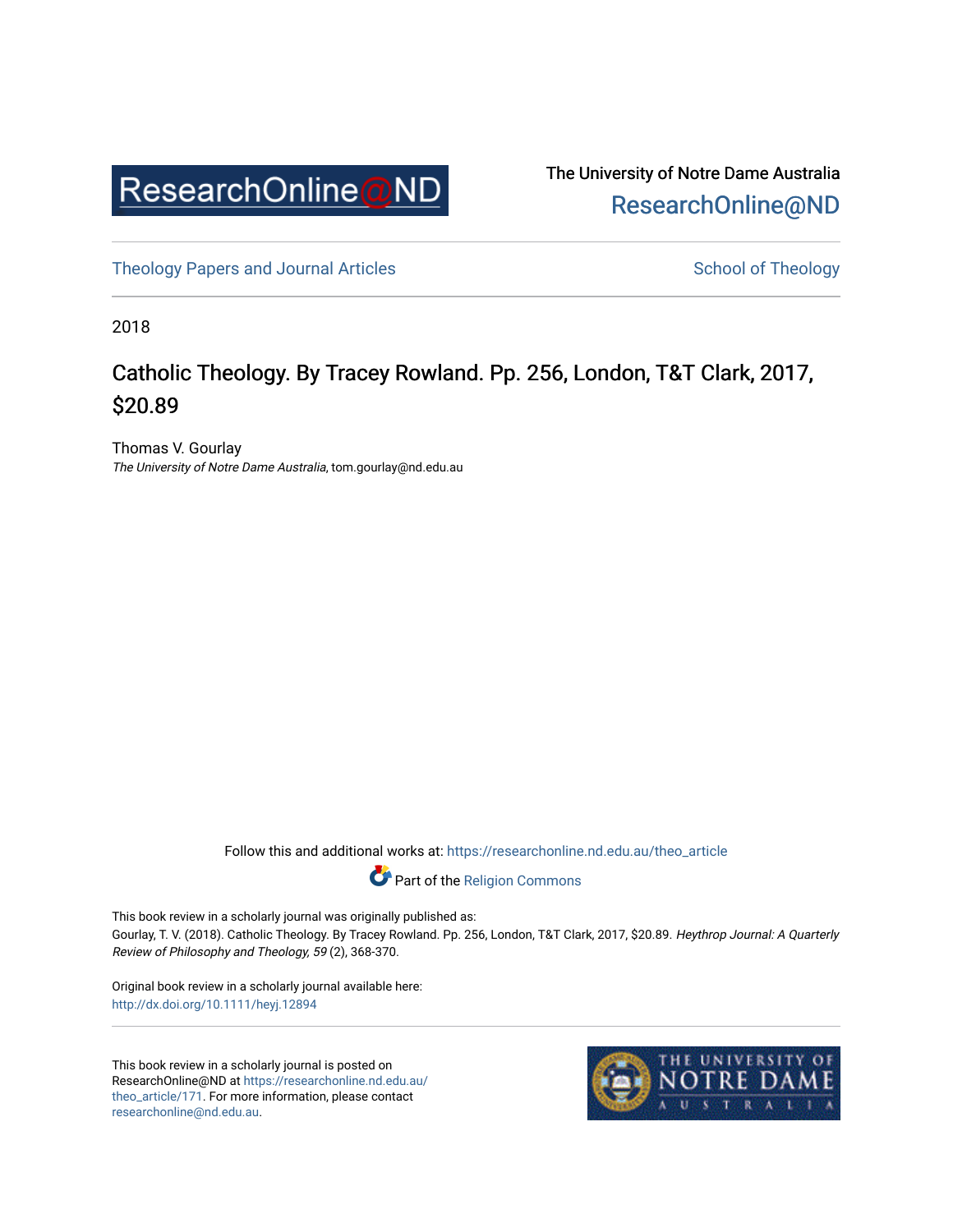The University of Notre Dame Australia
ResearchOnline@ND

Theology Papers and Journal Articles

School of Theology

2018

# Catholic Theology. By Tracey Rowland. Pp. 256, London, T&T Clark, 2017, $20.89

Thomas V. Gourlay
*The University of Notre Dame Australia*, tom.gourlay@nd.edu.au

Follow this and additional works at: https://researchonline.nd.edu.au/theo_article

Part of the Religion Commons

This book review in a scholarly journal was originally published as:
Gourlay, T. V. (2018). Catholic Theology. By Tracey Rowland. Pp. 256, London, T&T Clark, 2017, $20.89. *Heythrop Journal: A Quarterly Review of Philosophy and Theology, 59* (2), 368-370.

Original book review in a scholarly journal available here:
http://dx.doi.org/10.1111/heyj.12894

This book review in a scholarly journal is posted on ResearchOnline@ND at https://researchonline.nd.edu.au/theo_article/171. For more information, please contact researchonline@nd.edu.au.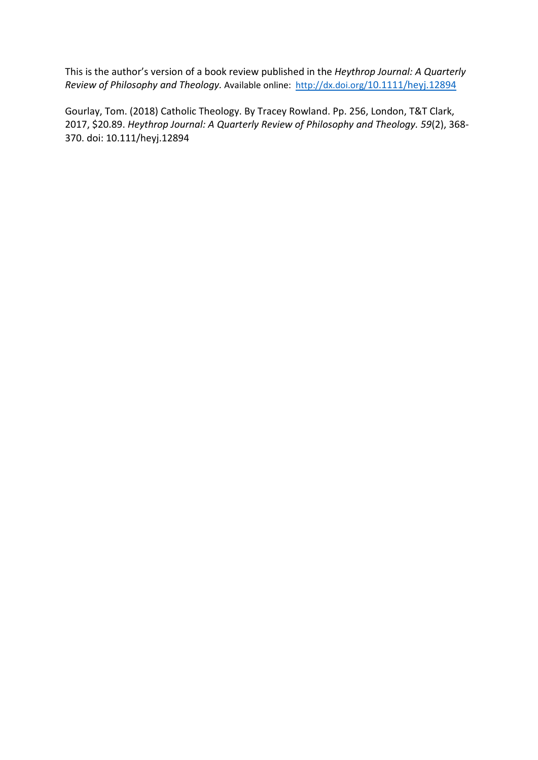This is the author's version of a book review published in the *Heythrop Journal: A Quarterly Review of Philosophy and Theology.* Available online: [http://dx.doi.org/10.1111/heyj.12894](http://dx.doi.org/10.1111/heyj.12894)

Gourlay, Tom. (2018) Catholic Theology. By Tracey Rowland. Pp. 256, London, T&T Clark, 2017, $20.89. *Heythrop Journal: A Quarterly Review of Philosophy and Theology. 59*(2), 368-370. doi: 10.111/heyj.12894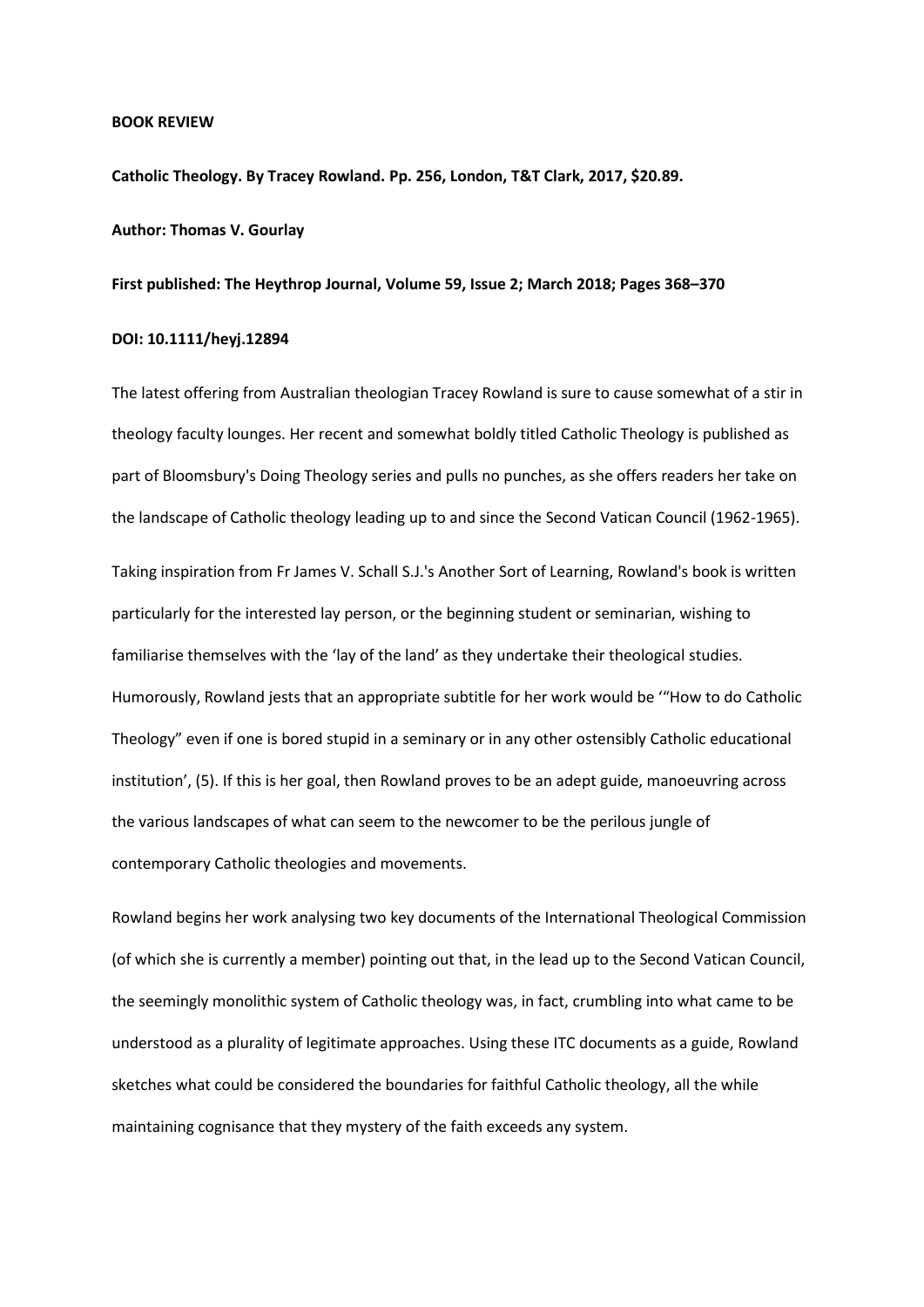**BOOK REVIEW**

**Catholic Theology. By Tracey Rowland. Pp. 256, London, T&T Clark, 2017, $20.89.**

**Author: Thomas V. Gourlay**

**First published: The Heythrop Journal, Volume 59, Issue 2; March 2018; Pages 368–370**

**DOI: 10.1111/heyj.12894**

The latest offering from Australian theologian Tracey Rowland is sure to cause somewhat of a stir in theology faculty lounges. Her recent and somewhat boldly titled Catholic Theology is published as part of Bloomsbury's Doing Theology series and pulls no punches, as she offers readers her take on the landscape of Catholic theology leading up to and since the Second Vatican Council (1962-1965).

Taking inspiration from Fr James V. Schall S.J.'s Another Sort of Learning, Rowland's book is written particularly for the interested lay person, or the beginning student or seminarian, wishing to familiarise themselves with the 'lay of the land' as they undertake their theological studies. Humorously, Rowland jests that an appropriate subtitle for her work would be '"How to do Catholic Theology" even if one is bored stupid in a seminary or in any other ostensibly Catholic educational institution', (5). If this is her goal, then Rowland proves to be an adept guide, manoeuvring across the various landscapes of what can seem to the newcomer to be the perilous jungle of contemporary Catholic theologies and movements.

Rowland begins her work analysing two key documents of the International Theological Commission (of which she is currently a member) pointing out that, in the lead up to the Second Vatican Council, the seemingly monolithic system of Catholic theology was, in fact, crumbling into what came to be understood as a plurality of legitimate approaches. Using these ITC documents as a guide, Rowland sketches what could be considered the boundaries for faithful Catholic theology, all the while maintaining cognisance that they mystery of the faith exceeds any system.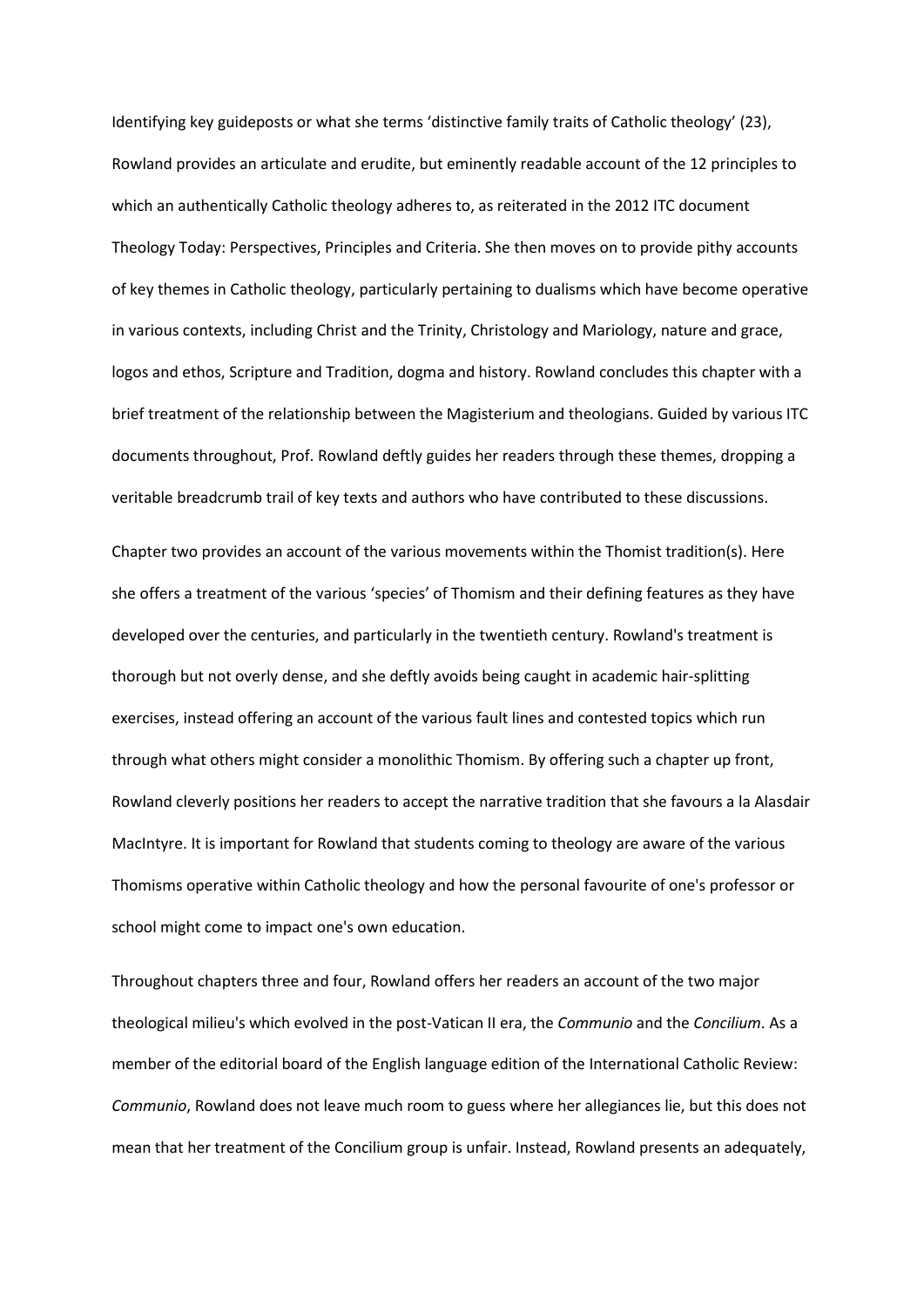Identifying key guideposts or what she terms 'distinctive family traits of Catholic theology' (23), Rowland provides an articulate and erudite, but eminently readable account of the 12 principles to which an authentically Catholic theology adheres to, as reiterated in the 2012 ITC document Theology Today: Perspectives, Principles and Criteria. She then moves on to provide pithy accounts of key themes in Catholic theology, particularly pertaining to dualisms which have become operative in various contexts, including Christ and the Trinity, Christology and Mariology, nature and grace, logos and ethos, Scripture and Tradition, dogma and history. Rowland concludes this chapter with a brief treatment of the relationship between the Magisterium and theologians. Guided by various ITC documents throughout, Prof. Rowland deftly guides her readers through these themes, dropping a veritable breadcrumb trail of key texts and authors who have contributed to these discussions.

Chapter two provides an account of the various movements within the Thomist tradition(s). Here she offers a treatment of the various 'species' of Thomism and their defining features as they have developed over the centuries, and particularly in the twentieth century. Rowland's treatment is thorough but not overly dense, and she deftly avoids being caught in academic hair-splitting exercises, instead offering an account of the various fault lines and contested topics which run through what others might consider a monolithic Thomism. By offering such a chapter up front, Rowland cleverly positions her readers to accept the narrative tradition that she favours a la Alasdair MacIntyre. It is important for Rowland that students coming to theology are aware of the various Thomisms operative within Catholic theology and how the personal favourite of one's professor or school might come to impact one's own education.

Throughout chapters three and four, Rowland offers her readers an account of the two major theological milieu's which evolved in the post-Vatican II era, the *Communio* and the *Concilium*. As a member of the editorial board of the English language edition of the International Catholic Review: *Communio*, Rowland does not leave much room to guess where her allegiances lie, but this does not mean that her treatment of the Concilium group is unfair. Instead, Rowland presents an adequately,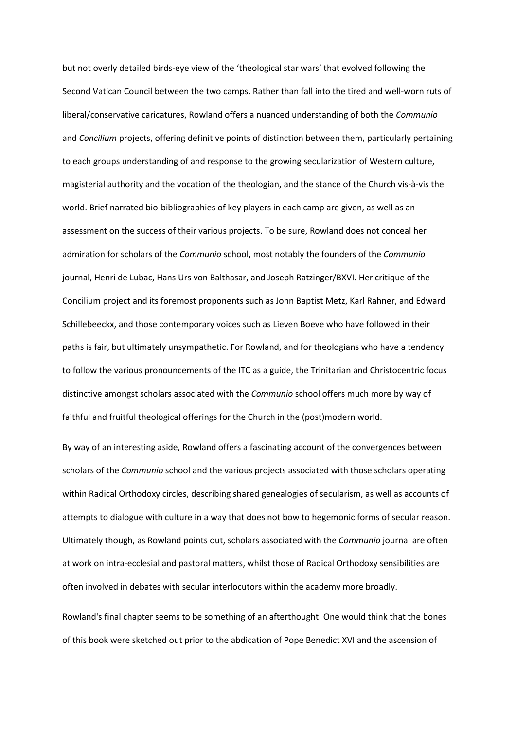but not overly detailed birds-eye view of the 'theological star wars' that evolved following the Second Vatican Council between the two camps. Rather than fall into the tired and well-worn ruts of liberal/conservative caricatures, Rowland offers a nuanced understanding of both the *Communio* and *Concilium* projects, offering definitive points of distinction between them, particularly pertaining to each groups understanding of and response to the growing secularization of Western culture, magisterial authority and the vocation of the theologian, and the stance of the Church vis-à-vis the world. Brief narrated bio-bibliographies of key players in each camp are given, as well as an assessment on the success of their various projects. To be sure, Rowland does not conceal her admiration for scholars of the *Communio* school, most notably the founders of the *Communio* journal, Henri de Lubac, Hans Urs von Balthasar, and Joseph Ratzinger/BXVI. Her critique of the Concilium project and its foremost proponents such as John Baptist Metz, Karl Rahner, and Edward Schillebeeckx, and those contemporary voices such as Lieven Boeve who have followed in their paths is fair, but ultimately unsympathetic. For Rowland, and for theologians who have a tendency to follow the various pronouncements of the ITC as a guide, the Trinitarian and Christocentric focus distinctive amongst scholars associated with the *Communio* school offers much more by way of faithful and fruitful theological offerings for the Church in the (post)modern world.

By way of an interesting aside, Rowland offers a fascinating account of the convergences between scholars of the *Communio* school and the various projects associated with those scholars operating within Radical Orthodoxy circles, describing shared genealogies of secularism, as well as accounts of attempts to dialogue with culture in a way that does not bow to hegemonic forms of secular reason. Ultimately though, as Rowland points out, scholars associated with the *Communio* journal are often at work on intra-ecclesial and pastoral matters, whilst those of Radical Orthodoxy sensibilities are often involved in debates with secular interlocutors within the academy more broadly.

Rowland's final chapter seems to be something of an afterthought. One would think that the bones of this book were sketched out prior to the abdication of Pope Benedict XVI and the ascension of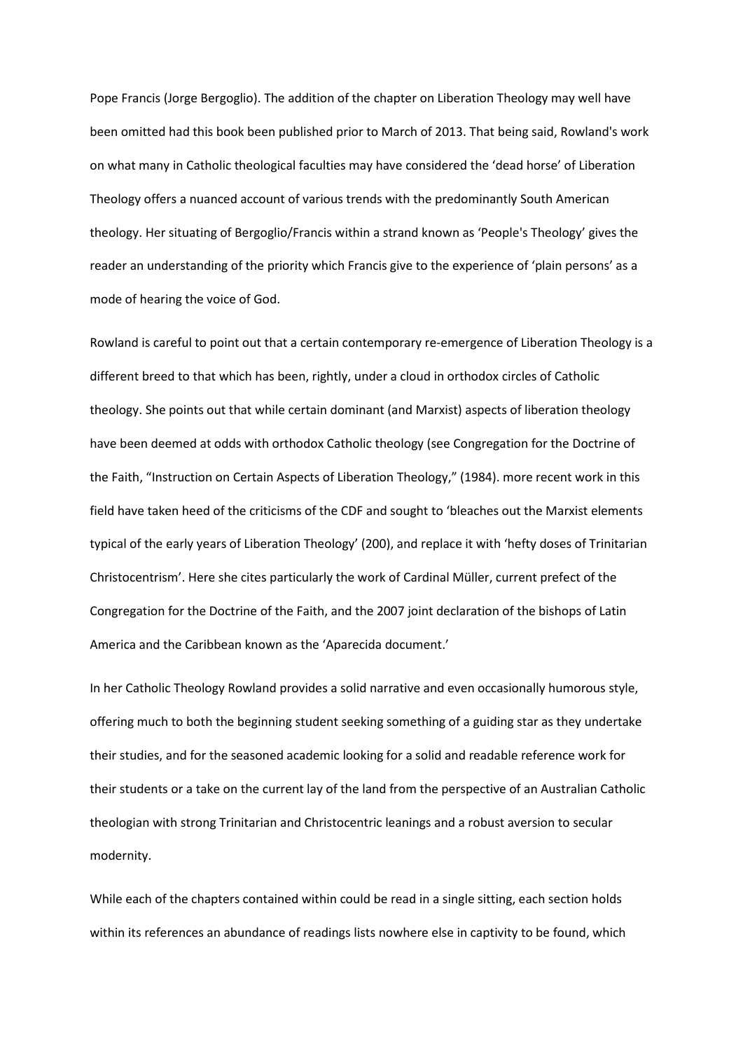Pope Francis (Jorge Bergoglio). The addition of the chapter on Liberation Theology may well have been omitted had this book been published prior to March of 2013. That being said, Rowland's work on what many in Catholic theological faculties may have considered the 'dead horse' of Liberation Theology offers a nuanced account of various trends with the predominantly South American theology. Her situating of Bergoglio/Francis within a strand known as 'People's Theology' gives the reader an understanding of the priority which Francis give to the experience of 'plain persons' as a mode of hearing the voice of God.

Rowland is careful to point out that a certain contemporary re-emergence of Liberation Theology is a different breed to that which has been, rightly, under a cloud in orthodox circles of Catholic theology. She points out that while certain dominant (and Marxist) aspects of liberation theology have been deemed at odds with orthodox Catholic theology (see Congregation for the Doctrine of the Faith, "Instruction on Certain Aspects of Liberation Theology," (1984). more recent work in this field have taken heed of the criticisms of the CDF and sought to 'bleaches out the Marxist elements typical of the early years of Liberation Theology' (200), and replace it with 'hefty doses of Trinitarian Christocentrism'. Here she cites particularly the work of Cardinal Müller, current prefect of the Congregation for the Doctrine of the Faith, and the 2007 joint declaration of the bishops of Latin America and the Caribbean known as the 'Aparecida document.'

In her Catholic Theology Rowland provides a solid narrative and even occasionally humorous style, offering much to both the beginning student seeking something of a guiding star as they undertake their studies, and for the seasoned academic looking for a solid and readable reference work for their students or a take on the current lay of the land from the perspective of an Australian Catholic theologian with strong Trinitarian and Christocentric leanings and a robust aversion to secular modernity.

While each of the chapters contained within could be read in a single sitting, each section holds within its references an abundance of readings lists nowhere else in captivity to be found, which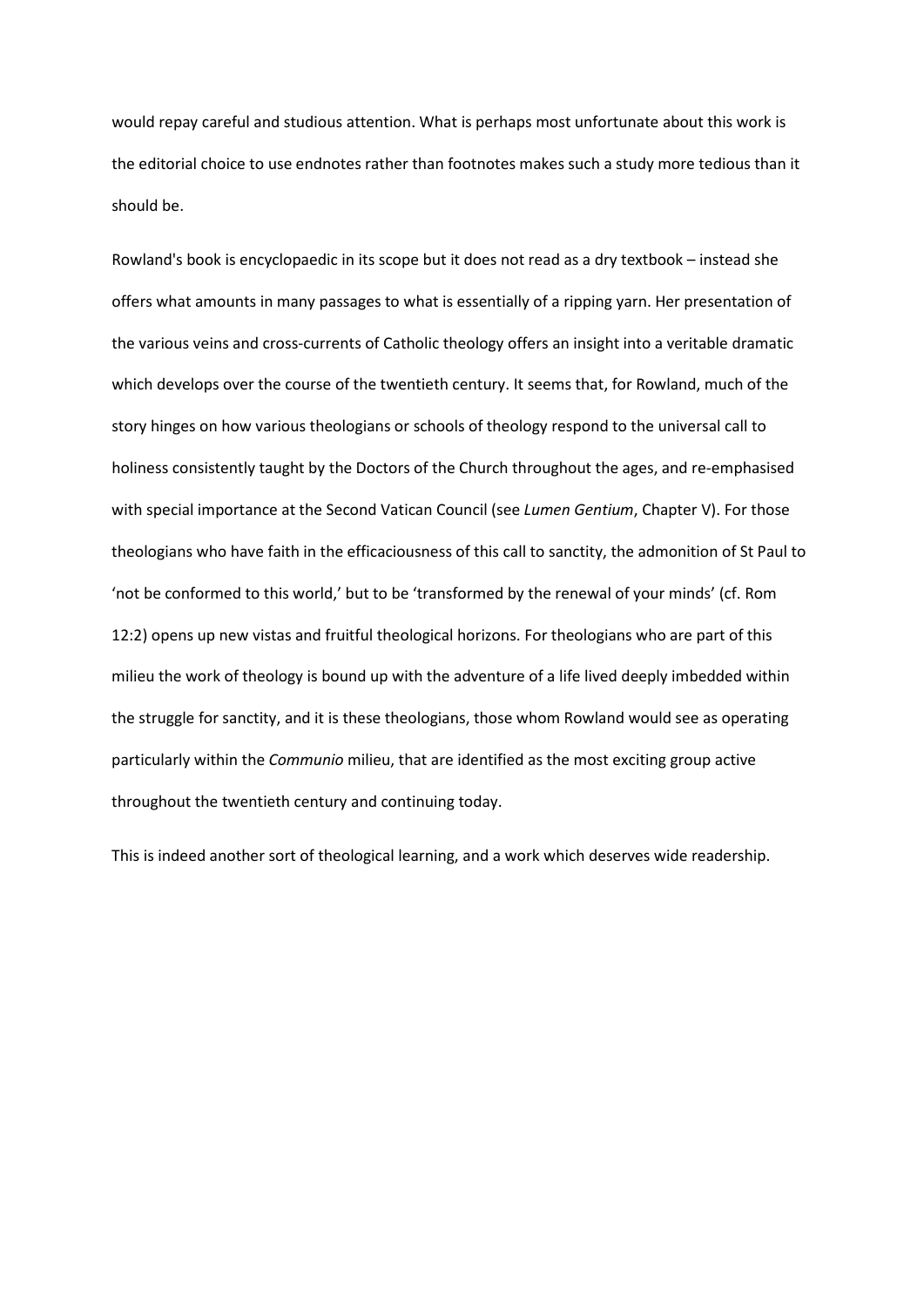would repay careful and studious attention. What is perhaps most unfortunate about this work is the editorial choice to use endnotes rather than footnotes makes such a study more tedious than it should be.

Rowland's book is encyclopaedic in its scope but it does not read as a dry textbook – instead she offers what amounts in many passages to what is essentially of a ripping yarn. Her presentation of the various veins and cross-currents of Catholic theology offers an insight into a veritable dramatic which develops over the course of the twentieth century. It seems that, for Rowland, much of the story hinges on how various theologians or schools of theology respond to the universal call to holiness consistently taught by the Doctors of the Church throughout the ages, and re-emphasised with special importance at the Second Vatican Council (see *Lumen Gentium*, Chapter V). For those theologians who have faith in the efficaciousness of this call to sanctity, the admonition of St Paul to 'not be conformed to this world,' but to be 'transformed by the renewal of your minds' (cf. Rom 12:2) opens up new vistas and fruitful theological horizons. For theologians who are part of this milieu the work of theology is bound up with the adventure of a life lived deeply imbedded within the struggle for sanctity, and it is these theologians, those whom Rowland would see as operating particularly within the *Communio* milieu, that are identified as the most exciting group active throughout the twentieth century and continuing today.

This is indeed another sort of theological learning, and a work which deserves wide readership.